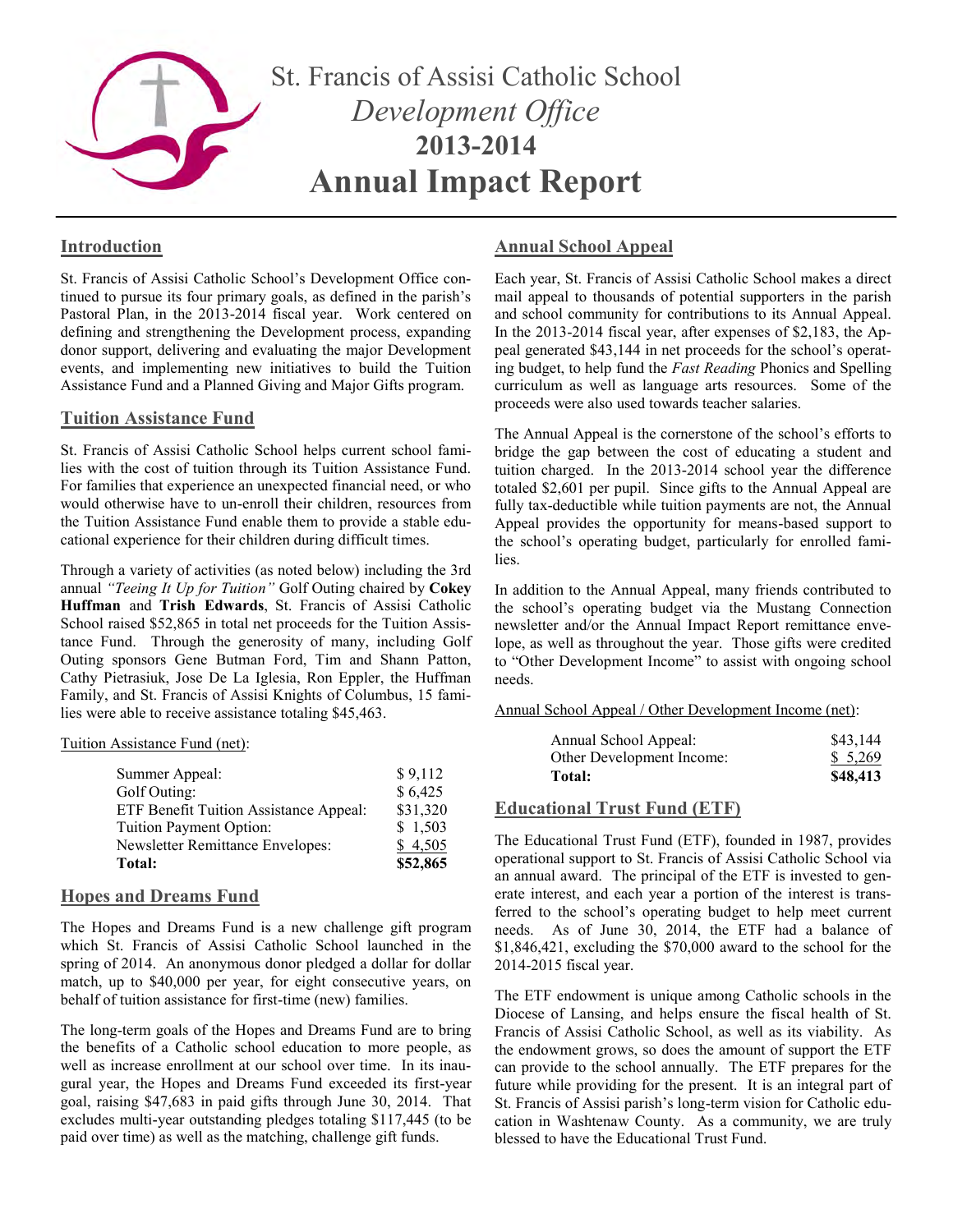# St. Francis of Assisi Catholic School

## *Development Office*

## 2013-2014

# Annual Impact Report

## Introduction

St. Francis of Assisi Catholic School's Development Office continued to pursue its four primary goals, as defined in the parish's Pastoral Plan, in the 2013-2014 fiscal year. Work centered on defining and strengthening the Development process, expanding donor support, delivering and evaluating the major Development events, and implementing new initiatives to build the Tuition Assistance Fund and a Planned Giving and Major Gifts program.

## Tuition Assistance Fund

St. Francis of Assisi Catholic School helps current school families with the cost of tuition through its Tuition Assistance Fund. For families that experience an unexpected financial need, or who would otherwise have to un-enroll their children, resources from the Tuition Assistance Fund enable them to provide a stable educational experience for their children during difficult times.

Through a variety of activities (as noted below) including the 3rd annual *"Teeing It Up for Tuition"* Golf Outing chaired by **Cokey Huffman** and **Trish Edwards**, St. Francis of Assisi Catholic School raised $52,865 in total net proceeds for the Tuition Assistance Fund. Through the generosity of many, including Golf Outing sponsors Gene Butman Ford, Tim and Shann Patton, Cathy Pietrasiuk, Jose De La Iglesia, Ron Eppler, the Huffman Family, and St. Francis of Assisi Knights of Columbus, 15 families were able to receive assistance totaling $45,463.

Tuition Assistance Fund (net):

| | |
|---|---|
| Summer Appeal: | $ 9,112 |
| Golf Outing: | $ 6,425 |
| ETF Benefit Tuition Assistance Appeal: | $31,320 |
| Tuition Payment Option: | $ 1,503 |
| Newsletter Remittance Envelopes: | $ 4,505 |
| **Total:** | **$52,865** |

## Hopes and Dreams Fund

The Hopes and Dreams Fund is a new challenge gift program which St. Francis of Assisi Catholic School launched in the spring of 2014. An anonymous donor pledged a dollar for dollar match, up to $40,000 per year, for eight consecutive years, on behalf of tuition assistance for first-time (new) families.

The long-term goals of the Hopes and Dreams Fund are to bring the benefits of a Catholic school education to more people, as well as increase enrollment at our school over time. In its inaugural year, the Hopes and Dreams Fund exceeded its first-year goal, raising $47,683 in paid gifts through June 30, 2014. That excludes multi-year outstanding pledges totaling $117,445 (to be paid over time) as well as the matching, challenge gift funds.

## Annual School Appeal

Each year, St. Francis of Assisi Catholic School makes a direct mail appeal to thousands of potential supporters in the parish and school community for contributions to its Annual Appeal. In the 2013-2014 fiscal year, after expenses of $2,183, the Appeal generated $43,144 in net proceeds for the school's operating budget, to help fund the *Fast Reading* Phonics and Spelling curriculum as well as language arts resources. Some of the proceeds were also used towards teacher salaries.

The Annual Appeal is the cornerstone of the school's efforts to bridge the gap between the cost of educating a student and tuition charged. In the 2013-2014 school year the difference totaled $2,601 per pupil. Since gifts to the Annual Appeal are fully tax-deductible while tuition payments are not, the Annual Appeal provides the opportunity for means-based support to the school's operating budget, particularly for enrolled families.

In addition to the Annual Appeal, many friends contributed to the school's operating budget via the Mustang Connection newsletter and/or the Annual Impact Report remittance envelope, as well as throughout the year. Those gifts were credited to "Other Development Income" to assist with ongoing school needs.

Annual School Appeal / Other Development Income (net):

| | |
|---|---|
| Annual School Appeal: | $43,144 |
| Other Development Income: | $ 5,269 |
| **Total:** | **$48,413** |

## Educational Trust Fund (ETF)

The Educational Trust Fund (ETF), founded in 1987, provides operational support to St. Francis of Assisi Catholic School via an annual award. The principal of the ETF is invested to generate interest, and each year a portion of the interest is transferred to the school's operating budget to help meet current needs. As of June 30, 2014, the ETF had a balance of $1,846,421, excluding the $70,000 award to the school for the 2014-2015 fiscal year.

The ETF endowment is unique among Catholic schools in the Diocese of Lansing, and helps ensure the fiscal health of St. Francis of Assisi Catholic School, as well as its viability. As the endowment grows, so does the amount of support the ETF can provide to the school annually. The ETF prepares for the future while providing for the present. It is an integral part of St. Francis of Assisi parish's long-term vision for Catholic education in Washtenaw County. As a community, we are truly blessed to have the Educational Trust Fund.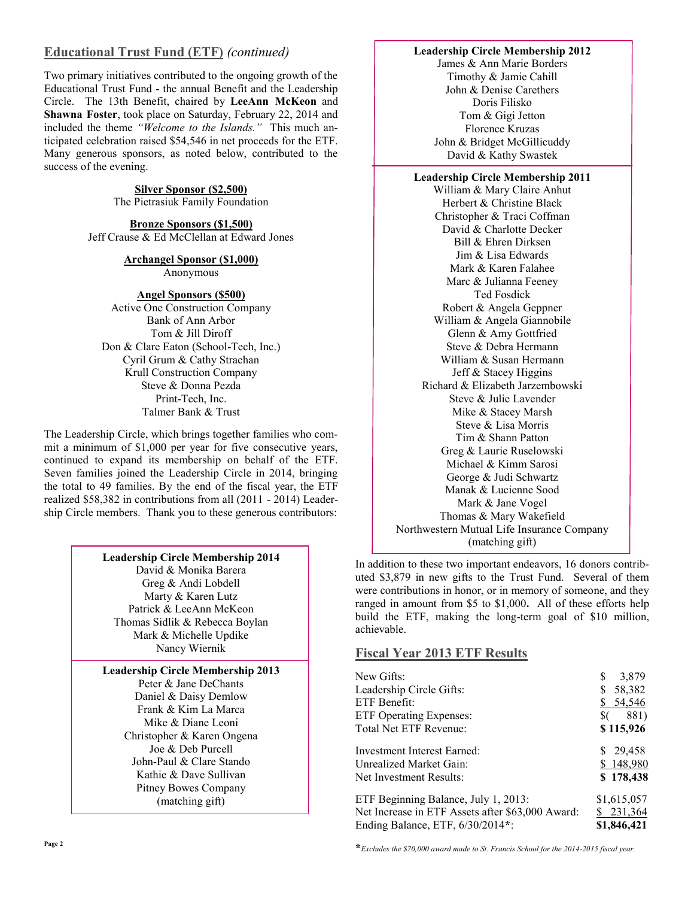## Educational Trust Fund (ETF) *(continued)*

Two primary initiatives contributed to the ongoing growth of the Educational Trust Fund - the annual Benefit and the Leadership Circle. The 13th Benefit, chaired by **LeeAnn McKeon** and **Shawna Foster**, took place on Saturday, February 22, 2014 and included the theme *"Welcome to the Islands."* This much anticipated celebration raised $54,546 in net proceeds for the ETF. Many generous sponsors, as noted below, contributed to the success of the evening.

**Silver Sponsor ($2,500)**
The Pietrasiuk Family Foundation

**Bronze Sponsors ($1,500)**
Jeff Crause & Ed McClellan at Edward Jones

**Archangel Sponsor ($1,000)**
Anonymous

**Angel Sponsors ($500)**
Active One Construction Company
Bank of Ann Arbor
Tom & Jill Diroff
Don & Clare Eaton (School-Tech, Inc.)
Cyril Grum & Cathy Strachan
Krull Construction Company
Steve & Donna Pezda
Print-Tech, Inc.
Talmer Bank & Trust

The Leadership Circle, which brings together families who commit a minimum of $1,000 per year for five consecutive years, continued to expand its membership on behalf of the ETF. Seven families joined the Leadership Circle in 2014, bringing the total to 49 families. By the end of the fiscal year, the ETF realized $58,382 in contributions from all (2011 - 2014) Leadership Circle members. Thank you to these generous contributors:

**Leadership Circle Membership 2014**
David & Monika Barera
Greg & Andi Lobdell
Marty & Karen Lutz
Patrick & LeeAnn McKeon
Thomas Sidlik & Rebecca Boylan
Mark & Michelle Updike
Nancy Wiernik

**Leadership Circle Membership 2013**
Peter & Jane DeChants
Daniel & Daisy Demlow
Frank & Kim La Marca
Mike & Diane Leoni
Christopher & Karen Ongena
Joe & Deb Purcell
John-Paul & Clare Stando
Kathie & Dave Sullivan
Pitney Bowes Company
(matching gift)

**Leadership Circle Membership 2012**
James & Ann Marie Borders
Timothy & Jamie Cahill
John & Denise Carethers
Doris Filisko
Tom & Gigi Jetton
Florence Kruzas
John & Bridget McGillicuddy
David & Kathy Swastek

**Leadership Circle Membership 2011**
William & Mary Claire Anhut
Herbert & Christine Black
Christopher & Traci Coffman
David & Charlotte Decker
Bill & Ehren Dirksen
Jim & Lisa Edwards
Mark & Karen Falahee
Marc & Julianna Feeney
Ted Fosdick
Robert & Angela Geppner
William & Angela Giannobile
Glenn & Amy Gottfried
Steve & Debra Hermann
William & Susan Hermann
Jeff & Stacey Higgins
Richard & Elizabeth Jarzembowski
Steve & Julie Lavender
Mike & Stacey Marsh
Steve & Lisa Morris
Tim & Shann Patton
Greg & Laurie Ruselowski
Michael & Kimm Sarosi
George & Judi Schwartz
Manak & Lucienne Sood
Mark & Jane Vogel
Thomas & Mary Wakefield
Northwestern Mutual Life Insurance Company
(matching gift)

In addition to these two important endeavors, 16 donors contributed $3,879 in new gifts to the Trust Fund. Several of them were contributions in honor, or in memory of someone, and they ranged in amount from $5 to $1,000**.** All of these efforts help build the ETF, making the long-term goal of $10 million, achievable.

## Fiscal Year 2013 ETF Results

| | |
|---|---|
| New Gifts: | $ 3,879 |
| Leadership Circle Gifts: | $ 58,382 |
| ETF Benefit: | $ 54,546 |
| ETF Operating Expenses: | $( 881) |
| Total Net ETF Revenue: | **$ 115,926** |
| Investment Interest Earned: | $ 29,458 |
| Unrealized Market Gain: | $ 148,980 |
| Net Investment Results: | **$ 178,438** |
| ETF Beginning Balance, July 1, 2013: | $1,615,057 |
| Net Increase in ETF Assets after $63,000 Award: | $ 231,364 |
| Ending Balance, ETF, 6/30/2014*: | **$1,846,421** |

**\*** *Excludes the $70,000 award made to St. Francis School for the 2014-2015 fiscal year.*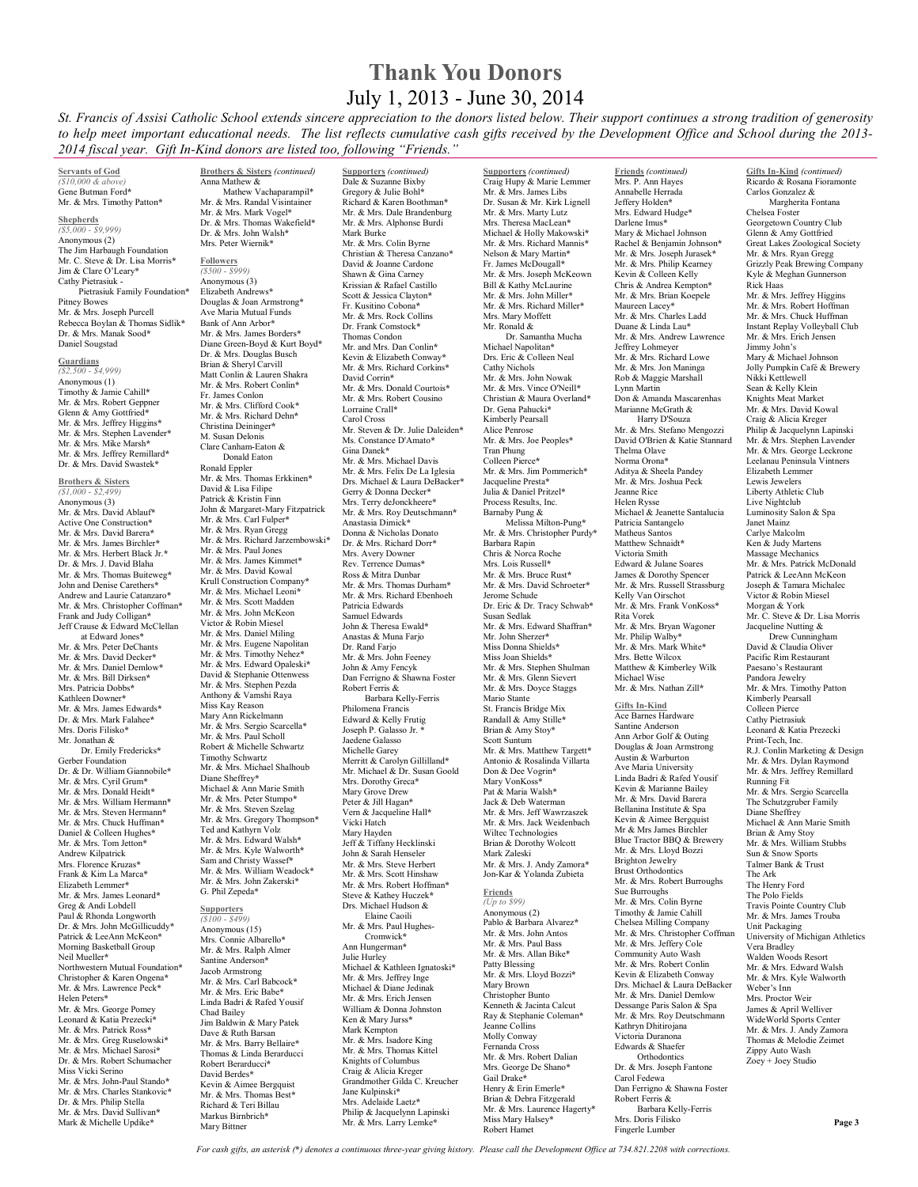# Thank You Donors

## July 1, 2013 - June 30, 2014

*St. Francis of Assisi Catholic School extends sincere appreciation to the donors listed below. Their support continues a strong tradition of generosity to help meet important educational needs. The list reflects cumulative cash gifts received by the Development Office and School during the 2013-2014 fiscal year. Gift In-Kind donors are listed too, following "Friends."*

### Servants of God
*($10,000 & above)*

Gene Butman Ford*
Mr. & Mrs. Timothy Patton*

### Shepherds
*($5,000 - $9,999)*

Anonymous (2)
The Jim Harbaugh Foundation
Mr. C. Steve & Dr. Lisa Morris*
Jim & Clare O'Leary*
Cathy Pietrasiuk - Pietrasiuk Family Foundation*
Pitney Bowes
Mr. & Mrs. Joseph Purcell
Rebecca Boylan & Thomas Sidlik*
Dr. & Mrs. Manak Sood*
Daniel Sougstad

### Guardians
*($2,500 - $4,999)*

Anonymous (1)
Timothy & Jamie Cahill*
Mr. & Mrs. Robert Geppner
Glenn & Amy Gottfried*
Mr. & Mrs. Jeffrey Higgins*
Mr. & Mrs. Stephen Lavender*
Mr. & Mrs. Mike Marsh*
Mr. & Mrs. Jeffrey Remillard*
Dr. & Mrs. David Swastek*

### Brothers & Sisters
*($1,000 - $2,499)*

Anonymous (3)
Mr. & Mrs. David Ablauf*
Active One Construction*
Mr. & Mrs. David Barera*
Mr. & Mrs. James Birchler*
Mr. & Mrs. Herbert Black Jr.*
Dr. & Mrs. J. David Blaha
Mr. & Mrs. Thomas Buiteweg*
John and Denise Carethers*
Andrew and Laurie Catanzaro*
Mr. & Mrs. Christopher Coffman*
Frank and Judy Colligan*
Jeff Crause & Edward McClellan at Edward Jones*
Mr. & Mrs. Peter DeChants
Mr. & Mrs. David Decker*
Mr. & Mrs. Daniel Demlow*
Mr. & Mrs. Bill Dirksen*
Mrs. Patricia Dobbs*
Kathleen Downer*
Mr. & Mrs. James Edwards*
Dr. & Mrs. Mark Falahee*
Mrs. Doris Filisko*
Mr. Jonathan & Dr. Emily Fredericks*
Gerber Foundation
Dr. & Dr. William Giannobile*
Mr. & Mrs. Cyril Grum*
Mr. & Mrs. Donald Heidt*
Mr. & Mrs. William Hermann*
Mr. & Mrs. Steven Hermann*
Mr. & Mrs. Chuck Huffman*
Daniel & Colleen Hughes*
Mr. & Mrs. Tom Jetton*
Andrew Kilpatrick
Mrs. Florence Kruzas*
Frank & Kim La Marca*
Elizabeth Lemmer*
Mr. & Mrs. James Leonard*
Greg & Andi Lobdell
Paul & Rhonda Longworth
Dr. & Mrs. John McGillicuddy*
Patrick & LeeAnn McKeon*
Morning Basketball Group
Neil Mueller*
Northwestern Mutual Foundation*
Christopher & Karen Ongena*
Mr. & Mrs. Lawrence Peck*
Helen Peters*
Mr. & Mrs. George Pomey
Leonard & Katia Prezecki*
Mr. & Mrs. Patrick Ross*
Mr. & Mrs. Greg Ruselowski*
Mr. & Mrs. Michael Sarosi*
Dr. & Mrs. Robert Schumacher
Miss Vicki Serino
Mr. & Mrs. John-Paul Stando*
Mr. & Mrs. Charles Stankovic*
Dr. & Mrs. Philip Stella
Mr. & Mrs. David Sullivan*
Mark & Michelle Updike*
Anna Mathew & Mathew Vachaparampil*
Mr. & Mrs. Randal Visintainer
Mr. & Mrs. Mark Vogel*
Dr. & Mrs. Thomas Wakefield*
Dr. & Mrs. John Walsh*
Mrs. Peter Wiernik*

### Followers
*($500 - $999)*

Anonymous (3)
Elizabeth Andrews*
Douglas & Joan Armstrong*
Ave Maria Mutual Funds
Bank of Ann Arbor*
Mr. & Mrs. James Borders*
Diane Green-Boyd & Kurt Boyd*
Dr. & Mrs. Douglas Busch
Brian & Sheryl Carvill
Matt Conlin & Lauren Shakra
Mr. & Mrs. Robert Conlin*
Fr. James Conlon
Mr. & Mrs. Clifford Cook*
Mr. & Mrs. Richard Dehn*
Christina Deininger*
M. Susan Delonis
Clare Canham-Eaton & Donald Eaton
Ronald Eppler
Mr. & Mrs. Thomas Erkkinen*
David & Lisa Filipe
Patrick & Kristin Finn
John & Margaret-Mary Fitzpatrick
Mr. & Mrs. Carl Fulper*
Mr. & Mrs. Ryan Gregg
Mr. & Mrs. Richard Jarzembowski*
Mr. & Mrs. Paul Jones
Mr. & Mrs. James Kimmet*
Mr. & Mrs. David Kowal
Krull Construction Company*
Mr. & Mrs. Michael Leoni*
Mr. & Mrs. Scott Madden
Mr. & Mrs. John McKeon
Victor & Robin Miesel
Mr. & Mrs. Daniel Miling
Mr. & Mrs. Eugene Napolitan
Mr. & Mrs. Timothy Nehez*
Mr. & Mrs. Edward Opaleski*
David & Stephanie Ottenwess
Mr. & Mrs. Stephen Pezda
Anthony & Vamshi Raya
Miss Kay Reason
Mary Ann Rickelmann
Mr. & Mrs. Sergio Scarcella*
Mr. & Mrs. Paul Scholl
Robert & Michelle Schwartz
Timothy Schwartz
Mr. & Mrs. Michael Shalhoub
Diane Sheffrey*
Michael & Ann Marie Smith
Mr. & Mrs. Peter Stumpo*
Mr. & Mrs. Steven Szelag
Mr. & Mrs. Gregory Thompson*
Ted and Kathryn Volz
Mr. & Mrs. Edward Walsh*
Mr. & Mrs. Kyle Walworth*
Sam and Christy Wassef*
Mr. & Mrs. William Weadock*
Mr. & Mrs. John Zakerski*
G. Phil Zepeda*

### Supporters
*($100 - $499)*

Anonymous (15)
Mrs. Connie Albarello*
Mr. & Mrs. Ralph Almer
Santine Anderson*
Jacob Armstrong
Mr. & Mrs. Carl Babcock*
Mr. & Mrs. Eric Babe*
Linda Badri & Rafed Yousif
Chad Bailey
Jim Baldwin & Mary Patek
Dave & Ruth Barsan
Mr. & Mrs. Barry Bellaire*
Thomas & Linda Berarducci
Robert Berarducci*
David Berdes*
Kevin & Aimee Bergquist
Mr. & Mrs. Thomas Best*
Richard & Teri Billau
Markus Birnbrich*
Mary Bittner
Dale & Suzanne Bixby
Gregory & Julie Bohl*
Richard & Karen Boothman*
Mr. & Mrs. Dale Brandenburg
Mr. & Mrs. Alphonse Burdi
Mark Burke
Mr. & Mrs. Colin Byrne
Christian & Theresa Canzano*
David & Joanne Cardone
Shawn & Gina Carney
Krissian & Rafael Castillo
Scott & Jessica Clayton*
Fr. Kusitino Cobona*
Mr. & Mrs. Rock Collins
Dr. Frank Comstock*
Thomas Condon
Mr. and Mrs. Dan Conlin*
Kevin & Elizabeth Conway*
Mr. & Mrs. Richard Corkins*
David Corrin*
Mr. & Mrs. Donald Courtois*
Mr. & Mrs. Robert Cousino
Lorraine Crall*
Carol Cross
Mr. Steven & Dr. Julie Daleiden*
Ms. Constance D'Amato*
Gina Danek*
Mr. & Mrs. Michael Davis
Mr. & Mrs. Felix De La Iglesia
Drs. Michael & Laura DeBacker*
Gerry & Donna Decker*
Mrs. Terry deJonckheere*
Mr. & Mrs. Roy Deutschmann*
Anastasia Dimick*
Donna & Nicholas Donato
Dr. & Mrs. Richard Dorr*
Mrs. Avery Downer
Rev. Terrence Dumas*
Ross & Mitra Dunbar
Mr. & Mrs. Thomas Durham*
Mr. & Mrs. Richard Ebenhoeh
Patricia Edwards
Samuel Edwards
John & Theresa Ewald*
Anastas & Muna Farjo
Dr. Rand Farjo
Mr. & Mrs. John Feeney
John & Amy Fencyk
Dan Ferrigno & Shawna Foster
Robert Ferris & Barbara Kelly-Ferris
Philomena Francis
Edward & Kelly Frutig
Joseph P. Galasso Jr. *
Jaedene Galasso
Michelle Garey
Merritt & Carolyn Gillilland*
Mr. Michael & Dr. Susan Goold
Mrs. Dorothy Greca*
Mary Grove Drew
Peter & Jill Hagan*
Vern & Jacqueline Hall*
Vicki Hatch
Mary Hayden
Jeff & Tiffany Hecklinski
John & Sarah Henseler
Mr. & Mrs. Steve Herbert
Mr. & Mrs. Scott Hinshaw
Mr. & Mrs. Robert Hoffman*
Steve & Kathey Huczek*
Drs. Michael Hudson & Elaine Caoili
Mr. & Mrs. Paul Hughes-Cromwick*
Ann Hungerman*
Julie Hurley
Michael & Kathleen Ignatoski*
Mr. & Mrs. Jeffrey Inge
Michael & Diane Jedinak
Mr. & Mrs. Erich Jensen
William & Donna Johnston
Ken & Mary Jurss*
Mark Kempton
Mr. & Mrs. Isadore King
Mr. & Mrs. Thomas Kittel
Knights of Columbus
Craig & Alicia Kreger
Grandmother Gilda C. Kreucher
Jane Kulpinski*
Mrs. Adelaide Laetz*
Philip & Jacquelynn Lapinski
Mr. & Mrs. Larry Lemke*
Craig Hupy & Marie Lemmer
Mr. & Mrs. James Libs
Dr. Susan & Mr. Kirk Lignell
Mr. & Mrs. Marty Lutz
Mrs. Theresa MacLean*
Michael & Holly Makowski*
Mr. & Mrs. Richard Mannis*
Nelson & Mary Martin*
Fr. James McDougall*
Mr. & Mrs. Joseph McKeown
Bill & Kathy McLaurine
Mr. & Mrs. John Miller*
Mr. & Mrs. Richard Miller*
Mrs. Mary Moffett
Mr. Ronald & Dr. Samantha Mucha
Michael Napolitan*
Drs. Eric & Colleen Neal
Cathy Nichols
Mr. & Mrs. John Nowak
Mr. & Mrs. Vince O'Neill*
Christian & Maura Overland*
Dr. Gena Pahucki*
Kimberly Pearsall
Alice Penrose
Mr. & Mrs. Joe Peoples*
Tran Phung
Colleen Pierce*
Mr. & Mrs. Jim Pommerich*
Jacqueline Presta*
Julia & Daniel Pritzel*
Process Results, Inc.
Barnaby Pung & Melissa Milton-Pung*
Mr. & Mrs. Christopher Purdy*
Barbara Rapin
Chris & Norcn Roche
Mrs. Lois Russell*
Mr. & Mrs. Bruce Rust*
Mr. & Mrs. David Schroeter*
Jerome Schude
Dr. Eric & Dr. Tracy Schwab*
Susan Sedlak
Mr. & Mrs. Edward Shaffran*
Mr. John Sherzer*
Miss Donna Shields*
Miss Joan Shields*
Mr. & Mrs. Stephen Shulman
Mr. & Mrs. Glenn Sievert
Mr. & Mrs. Doyce Staggs
Mario Stante
St. Francis Bridge Mix
Randall & Amy Stille*
Brian & Amy Stoy*
Scott Suntum
Mr. & Mrs. Matthew Targett*
Antonio & Rosalinda Villarta
Don & Dee Vogrin*
Mary VonKoss*
Pat & Maria Walsh*
Jack & Deb Waterman
Mr. & Mrs. Jeff Wawrzaszek
Mr. & Mrs. Jack Weidenbach
Wiltec Technologies
Brian & Dorothy Wolcott
Mark Zaleski
Mr. & Mrs. J. Andy Zamora*
Jon-Kar & Yolanda Zubieta

### Friends
*(Up to $99)*

Anonymous (2)
Pablo & Barbara Alvarez*
Mr. & Mrs. John Antos
Mr. & Mrs. Paul Bass
Mr. & Mrs. Allan Bike*
Patty Blessing
Mr. & Mrs. Lloyd Bozzi*
Mary Brown
Christopher Bunto
Kenneth & Jacinta Calcut
Ray & Stephanie Coleman*
Jeanne Collins
Molly Conway
Fernanda Cross
Mr. & Mrs. Robert Dalian
Mrs. George De Shano*
Gail Drake*
Henry & Erin Emerle*
Brian & Debra Fitzgerald
Mr. & Mrs. Laurence Hagerty*
Miss Mary Halsey*
Robert Hamet
Mrs. P. Ann Hayes
Annabelle Herrada
Jeffery Holden*
Mrs. Edward Hudge*
Darlene Imus*
Mary & Michael Johnson
Rachel & Benjamin Johnson*
Mr. & Mrs. Joseph Jurasek*
Mr. & Mrs. Philip Kearney
Kevin & Colleen Kelly
Chris & Andrea Kempton*
Mr. & Mrs. Brian Koepele
Maureen Lacey*
Mr. & Mrs. Charles Ladd
Duane & Linda Lau*
Mr. & Mrs. Andrew Lawrence
Jeffrey Lohmeyer
Mr. & Mrs. Richard Lowe
Mr. & Mrs. Jon Maninga
Rob & Maggie Marshall
Lynn Martin
Don & Amanda Mascarenhas
Marianne McGrath & Harry D'Souza
Mr. & Mrs. Stefano Mengozzi
David O'Brien & Katie Stannard
Thelma Olave
Norma Orona*
Aditya & Sheela Pandey
Mr. & Mrs. Joshua Peck
Jeanne Rice
Helen Rysse
Michael & Jeanette Santalucia
Patricia Santangelo
Matheus Santos
Matthew Schnaidt*
Victoria Smith
Edward & Julane Soares
James & Dorothy Spencer
Mr. & Mrs. Russell Strassburg
Kelly Van Oirschot
Mr. & Mrs. Frank VonKoss*
Rita Vorek
Mr. & Mrs. Bryan Wagoner
Mr. Philip Walby*
Mr. & Mrs. Mark White*
Mrs. Bette Wilcox
Matthew & Kimberley Wilk
Michael Wise
Mr. & Mrs. Nathan Zill*

### Gifts In-Kind

Ace Barnes Hardware
Santine Anderson
Ann Arbor Golf & Outing
Douglas & Joan Armstrong
Austin & Warburton
Ave Maria University
Linda Badri & Rafed Yousif
Kevin & Marianne Bailey
Mr. & Mrs. David Barera
Bellanina Institute & Spa
Kevin & Aimee Bergquist
Mr & Mrs James Birchler
Blue Tractor BBQ & Brewery
Mr. & Mrs. Lloyd Bozzi
Brighton Jewelry
Brust Orthodontics
Mr. & Mrs. Robert Burroughs
Sue Burroughs
Mr. & Mrs. Colin Byrne
Timothy & Jamie Cahill
Chelsea Milling Company
Mr. & Mrs. Christopher Coffman
Mr. & Mrs. Jeffery Cole
Community Auto Wash
Mr. & Mrs. Robert Conlin
Kevin & Elizabeth Conway
Drs. Michael & Laura DeBacker
Mr. & Mrs. Daniel Demlow
Dessange Paris Salon & Spa
Mr. & Mrs. Roy Deutschmann
Kathryn Dhitirojana
Victoria Duranona
Edwards & Shaefer Orthodontics
Dr. & Mrs. Joseph Fantone
Carol Fedewa
Dan Ferrigno & Shawna Foster
Robert Ferris & Barbara Kelly-Ferris
Mrs. Doris Filisko
Fingerle Lumber
Ricardo & Rosana Fioramonte
Carlos Gonzalez & Margherita Fontana
Chelsea Foster
Georgetown Country Club
Glenn & Amy Gottfried
Great Lakes Zoological Society
Mr. & Mrs. Ryan Gregg
Grizzly Peak Brewing Company
Kyle & Meghan Gunnerson
Rick Haas
Mr. & Mrs. Jeffrey Higgins
Mr. & Mrs. Robert Hoffman
Mr. & Mrs. Chuck Huffman
Instant Replay Volleyball Club
Mr. & Mrs. Erich Jensen
Jimmy John's
Mary & Michael Johnson
Jolly Pumpkin Café & Brewery
Nikki Kettlewell
Sean & Kelly Klein
Knights Meat Market
Mr. & Mrs. David Kowal
Craig & Alicia Kreger
Philip & Jacquelynn Lapinski
Mr. & Mrs. Stephen Lavender
Mr. & Mrs. George Leckrone
Leelanau Peninsula Vintners
Elizabeth Lemmer
Lewis Jewelers
Liberty Athletic Club
Live Nightclub
Luminosity Salon & Spa
Janet Mainz
Carlye Malcolm
Ken & Judy Martens
Massage Mechanics
Mr. & Mrs. Patrick McDonald
Patrick & LeeAnn McKeon
Joseph & Tamara Michalec
Victor & Robin Miesel
Morgan & York
Mr. C. Steve & Dr. Lisa Morris
Jacqueline Nutting & Drew Cunningham
David & Claudia Oliver
Pacific Rim Restaurant
Paesano's Restaurant
Pandora Jewelry
Mr. & Mrs. Timothy Patton
Kimberly Pearsall
Colleen Pierce
Cathy Pietrasiuk
Leonard & Katia Prezecki
Print-Tech, Inc.
R.J. Conlin Marketing & Design
Mr. & Mrs. Dylan Raymond
Mr. & Mrs. Jeffrey Remillard
Running Fit
Mr. & Mrs. Sergio Scarcella
The Schutzgruber Family
Diane Sheffrey
Michael & Ann Marie Smith
Brian & Amy Stoy
Mr. & Mrs. William Stubbs
Sun & Snow Sports
Talmer Bank & Trust
The Ark
The Henry Ford
The Polo Fields
Travis Pointe Country Club
Mr. & Mrs. James Trouba
Unit Packaging
University of Michigan Athletics
Vera Bradley
Walden Woods Resort
Mr. & Mrs. Edward Walsh
Mr. & Mrs. Kyle Walworth
Weber's Inn
Mrs. Proctor Weir
James & April Welliver
WideWorld Sports Center
Mr. & Mrs. J. Andy Zamora
Thomas & Melodie Zeimet
Zippy Auto Wash
Zoey + Joey Studio

*For cash gifts, an asterisk (*) denotes a continuous three-year giving history. Please call the Development Office at 734.821.2208 with corrections.*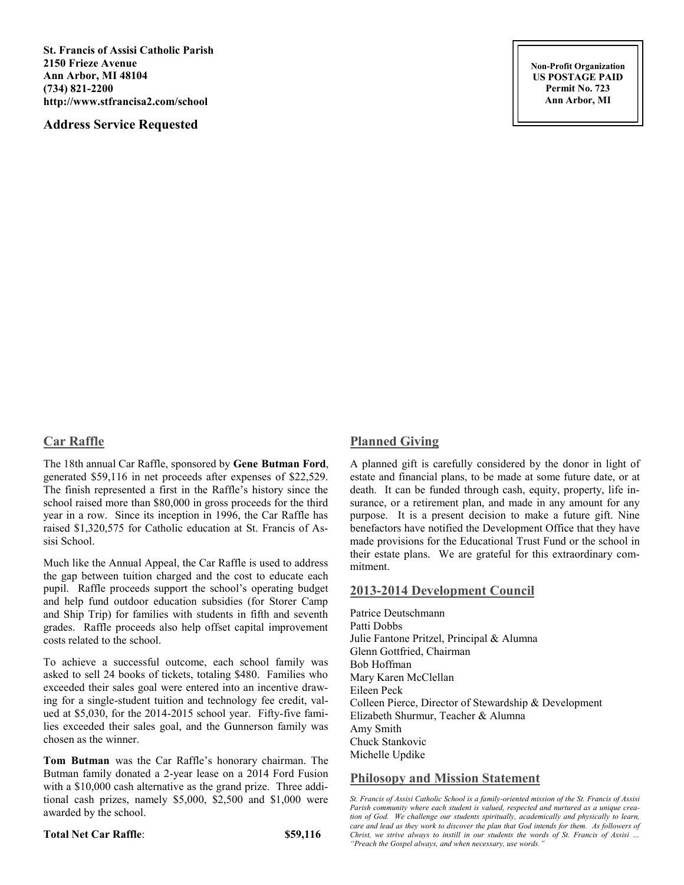**St. Francis of Assisi Catholic Parish**
**2150 Frieze Avenue**
**Ann Arbor, MI 48104**
**(734) 821-2200**
**http://www.stfrancisa2.com/school**

**Address Service Requested**

**Non-Profit Organization**
**US POSTAGE PAID**
**Permit No. 723**
**Ann Arbor, MI**

## Car Raffle

The 18th annual Car Raffle, sponsored by **Gene Butman Ford**, generated $59,116 in net proceeds after expenses of $22,529. The finish represented a first in the Raffle's history since the school raised more than $80,000 in gross proceeds for the third year in a row. Since its inception in 1996, the Car Raffle has raised $1,320,575 for Catholic education at St. Francis of Assisi School.

Much like the Annual Appeal, the Car Raffle is used to address the gap between tuition charged and the cost to educate each pupil. Raffle proceeds support the school's operating budget and help fund outdoor education subsidies (for Storer Camp and Ship Trip) for families with students in fifth and seventh grades. Raffle proceeds also help offset capital improvement costs related to the school.

To achieve a successful outcome, each school family was asked to sell 24 books of tickets, totaling $480. Families who exceeded their sales goal were entered into an incentive drawing for a single-student tuition and technology fee credit, valued at $5,030, for the 2014-2015 school year. Fifty-five families exceeded their sales goal, and the Gunnerson family was chosen as the winner.

**Tom Butman** was the Car Raffle's honorary chairman. The Butman family donated a 2-year lease on a 2014 Ford Fusion with a $10,000 cash alternative as the grand prize. Three additional cash prizes, namely $5,000, $2,500 and $1,000 were awarded by the school.

**Total Net Car Raffle**: **$59,116**

## Planned Giving

A planned gift is carefully considered by the donor in light of estate and financial plans, to be made at some future date, or at death. It can be funded through cash, equity, property, life insurance, or a retirement plan, and made in any amount for any purpose. It is a present decision to make a future gift. Nine benefactors have notified the Development Office that they have made provisions for the Educational Trust Fund or the school in their estate plans. We are grateful for this extraordinary commitment.

## 2013-2014 Development Council

Patrice Deutschmann
Patti Dobbs
Julie Fantone Pritzel, Principal & Alumna
Glenn Gottfried, Chairman
Bob Hoffman
Mary Karen McClellan
Eileen Peck
Colleen Pierce, Director of Stewardship & Development
Elizabeth Shurmur, Teacher & Alumna
Amy Smith
Chuck Stankovic
Michelle Updike

## Philosopy and Mission Statement

*St. Francis of Assisi Catholic School is a family-oriented mission of the St. Francis of Assisi Parish community where each student is valued, respected and nurtured as a unique creation of God. We challenge our students spiritually, academically and physically to learn, care and lead as they work to discover the plan that God intends for them. As followers of Christ, we strive always to instill in our students the words of St. Francis of Assisi … "Preach the Gospel always, and when necessary, use words."*